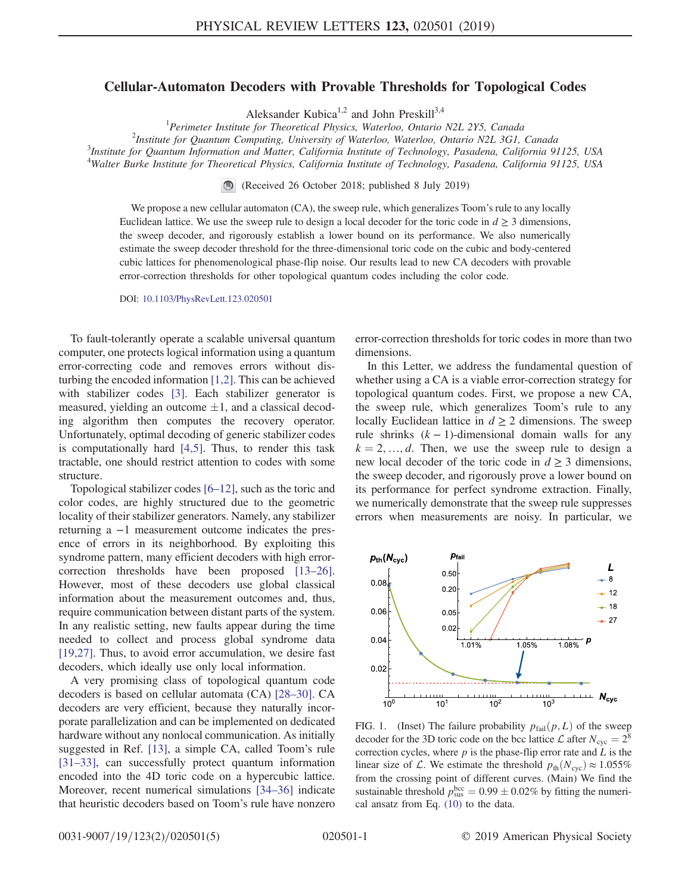# Cellular-Automaton Decoders with Provable Thresholds for Topological Codes

Aleksander Kubica[1,2] and John Preskill[3,4]

[1]Perimeter Institute for Theoretical Physics, Waterloo, Ontario N2L 2Y5, Canada
[2]Institute for Quantum Computing, University of Waterloo, Waterloo, Ontario N3L 3G1, Canada
[3]Institute for Quantum Information and Matter, California Institute of Technology, Pasadena, California 91125, USA
[4]Walter Burke Institute for Theoretical Physics, California Institute of Technology, Pasadena, California 91125, USA

(Received 26 October 2018; published 8 July 2019)

We propose a new cellular automaton (CA), the sweep rule, which generalizes Toom's rule to any locally Euclidean lattice. We use the sweep rule to design a local decoder for the toric code in $d \geq 3$ dimensions, the sweep decoder, and rigorously establish a lower bound on its performance. We also numerically estimate the sweep decoder threshold for the three-dimensional toric code on the cubic and body-centered cubic lattices for phenomenological phase-flip noise. Our results lead to new CA decoders with provable error-correction thresholds for other topological quantum codes including the color code.

DOI: 10.1103/PhysRevLett.123.020501

To fault-tolerantly operate a scalable universal quantum computer, one protects logical information using a quantum error-correcting code and removes errors without disturbing the encoded information [1,2]. This can be achieved with stabilizer codes [3]. Each stabilizer generator is measured, yielding an outcome $\pm 1$, and a classical decoding algorithm then computes the recovery operator. Unfortunately, optimal decoding of generic stabilizer codes is computationally hard [4,5]. Thus, to render this task tractable, one should restrict attention to codes with some structure.

Topological stabilizer codes [6–12], such as the toric and color codes, are highly structured due to the geometric locality of their stabilizer generators. Namely, any stabilizer returning a $-1$ measurement outcome indicates the presence of errors in its neighborhood. By exploiting this syndrome pattern, many efficient decoders with high error-correction thresholds have been proposed [13–26]. However, most of these decoders use global classical information about the measurement outcomes and, thus, require communication between distant parts of the system. In any realistic setting, new faults appear during the time needed to collect and process global syndrome data [19,27]. Thus, to avoid error accumulation, we desire fast decoders, which ideally use only local information.

A very promising class of topological quantum code decoders is based on cellular automata (CA) [28–30]. CA decoders are very efficient, because they naturally incorporate parallelization and can be implemented on dedicated hardware without any nonlocal communication. As initially suggested in Ref. [13], a simple CA, called Toom's rule [31–33], can successfully protect quantum information encoded into the 4D toric code on a hypercubic lattice. Moreover, recent numerical simulations [34–36] indicate that heuristic decoders based on Toom's rule have nonzero error-correction thresholds for toric codes in more than two dimensions.

In this Letter, we address the fundamental question of whether using a CA is a viable error-correction strategy for topological quantum codes. First, we propose a new CA, the sweep rule, which generalizes Toom's rule to any locally Euclidean lattice in $d \geq 2$ dimensions. The sweep rule shrinks $(k-1)$-dimensional domain walls for any $k = 2, \ldots, d$. Then, we use the sweep rule to design a new local decoder of the toric code in $d \geq 3$ dimensions, the sweep decoder, and rigorously prove a lower bound on its performance for perfect syndrome extraction. Finally, we numerically demonstrate that the sweep rule suppresses errors when measurements are noisy. In particular, we

FIG. 1. (Inset) The failure probability $p_{\text{fail}}(p, L)$ of the sweep decoder for the 3D toric code on the bcc lattice $\mathcal{L}$ after $N_{\text{cyc}} = 2^8$ correction cycles, where $p$ is the phase-flip error rate and $L$ is the linear size of $\mathcal{L}$. We estimate the threshold $p_{\text{th}}(N_{\text{cyc}}) \approx 1.055\%$ from the crossing point of different curves. (Main) We find the sustainable threshold $p_{\text{sus}}^{\text{bcc}} = 0.99 \pm 0.02\%$ by fitting the numerical ansatz from Eq. (10) to the data.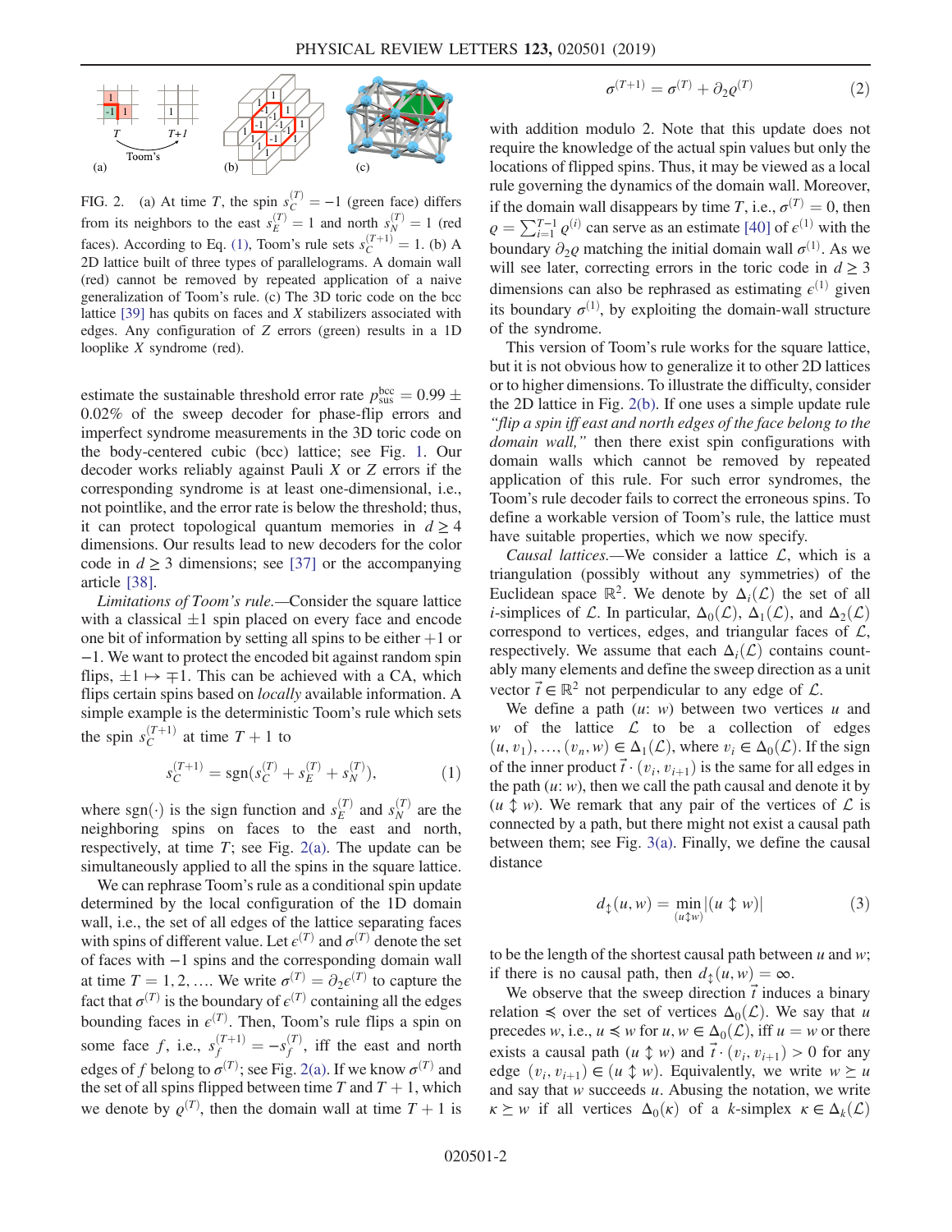FIG. 2. (a) At time $T$, the spin $s_C^{(T)} = -1$ (green face) differs from its neighbors to the east $s_E^{(T)} = 1$ and north $s_N^{(T)} = 1$ (red faces). According to Eq. (1), Toom's rule sets $s_C^{(T+1)} = 1$. (b) A 2D lattice built of three types of parallelograms. A domain wall (red) cannot be removed by repeated application of a naive generalization of Toom's rule. (c) The 3D toric code on the bcc lattice [39] has qubits on faces and $X$ stabilizers associated with edges. Any configuration of $Z$ errors (green) results in a 1D looplike $X$ syndrome (red).

estimate the sustainable threshold error rate $p_{\text{sus}}^{\text{bcc}} = 0.99 \pm 0.02\%$ of the sweep decoder for phase-flip errors and imperfect syndrome measurements in the 3D toric code on the body-centered cubic (bcc) lattice; see Fig. 1. Our decoder works reliably against Pauli $X$ or $Z$ errors if the corresponding syndrome is at least one-dimensional, i.e., not pointlike, and the error rate is below the threshold; thus, it can protect topological quantum memories in $d \geq 4$ dimensions. Our results lead to new decoders for the color code in $d \geq 3$ dimensions; see [37] or the accompanying article [38].

*Limitations of Toom's rule.*—Consider the square lattice with a classical $\pm 1$ spin placed on every face and encode one bit of information by setting all spins to be either $+1$ or $-1$. We want to protect the encoded bit against random spin flips, $\pm 1 \mapsto \mp 1$. This can be achieved with a CA, which flips certain spins based on *locally* available information. A simple example is the deterministic Toom's rule which sets the spin $s_C^{(T+1)}$ at time $T+1$ to

$$s_C^{(T+1)} = \operatorname{sgn}(s_C^{(T)} + s_E^{(T)} + s_N^{(T)}), \tag{1}$$

where $\operatorname{sgn}(\cdot)$ is the sign function and $s_E^{(T)}$ and $s_N^{(T)}$ are the neighboring spins on faces to the east and north, respectively, at time $T$; see Fig. 2(a). The update can be simultaneously applied to all the spins in the square lattice.

We can rephrase Toom's rule as a conditional spin update determined by the local configuration of the 1D domain wall, i.e., the set of all edges of the lattice separating faces with spins of different value. Let $\epsilon^{(T)}$ and $\sigma^{(T)}$ denote the set of faces with $-1$ spins and the corresponding domain wall at time $T = 1, 2, \ldots$. We write $\sigma^{(T)} = \partial_2 \epsilon^{(T)}$ to capture the fact that $\sigma^{(T)}$ is the boundary of $\epsilon^{(T)}$ containing all the edges bounding faces in $\epsilon^{(T)}$. Then, Toom's rule flips a spin on some face $f$, i.e., $s_f^{(T+1)} = -s_f^{(T)}$, iff the east and north edges of $f$ belong to $\sigma^{(T)}$; see Fig. 2(a). If we know $\sigma^{(T)}$ and the set of all spins flipped between time $T$ and $T+1$, which we denote by $\varrho^{(T)}$, then the domain wall at time $T+1$ is

$$\sigma^{(T+1)} = \sigma^{(T)} + \partial_2 \varrho^{(T)} \tag{2}$$

with addition modulo 2. Note that this update does not require the knowledge of the actual spin values but only the locations of flipped spins. Thus, it may be viewed as a local rule governing the dynamics of the domain wall. Moreover, if the domain wall disappears by time $T$, i.e., $\sigma^{(T)} = 0$, then $\varrho = \sum_{i=1}^{T-1} \varrho^{(i)}$ can serve as an estimate [40] of $\epsilon^{(1)}$ with the boundary $\partial_2 \varrho$ matching the initial domain wall $\sigma^{(1)}$. As we will see later, correcting errors in the toric code in $d \geq 3$ dimensions can also be rephrased as estimating $\epsilon^{(1)}$ given its boundary $\sigma^{(1)}$, by exploiting the domain-wall structure of the syndrome.

This version of Toom's rule works for the square lattice, but it is not obvious how to generalize it to other 2D lattices or to higher dimensions. To illustrate the difficulty, consider the 2D lattice in Fig. 2(b). If one uses a simple update rule *"flip a spin iff east and north edges of the face belong to the domain wall,"* then there exist spin configurations with domain walls which cannot be removed by repeated application of this rule. For such error syndromes, the Toom's rule decoder fails to correct the erroneous spins. To define a workable version of Toom's rule, the lattice must have suitable properties, which we now specify.

*Causal lattices.*—We consider a lattice $\mathcal{L}$, which is a triangulation (possibly without any symmetries) of the Euclidean space $\mathbb{R}^2$. We denote by $\Delta_i(\mathcal{L})$ the set of all $i$-simplices of $\mathcal{L}$. In particular, $\Delta_0(\mathcal{L})$, $\Delta_1(\mathcal{L})$, and $\Delta_2(\mathcal{L})$ correspond to vertices, edges, and triangular faces of $\mathcal{L}$, respectively. We assume that each $\Delta_i(\mathcal{L})$ contains countably many elements and define the sweep direction as a unit vector $\vec{t} \in \mathbb{R}^2$ not perpendicular to any edge of $\mathcal{L}$.

We define a path $(u\colon w)$ between two vertices $u$ and $w$ of the lattice $\mathcal{L}$ to be a collection of edges $(u, v_1), \ldots, (v_n, w) \in \Delta_1(\mathcal{L})$, where $v_i \in \Delta_0(\mathcal{L})$. If the sign of the inner product $\vec{t} \cdot (v_i, v_{i+1})$ is the same for all edges in the path $(u\colon w)$, then we call the path causal and denote it by $(u \updownarrow w)$. We remark that any pair of the vertices of $\mathcal{L}$ is connected by a path, but there might not exist a causal path between them; see Fig. 3(a). Finally, we define the causal distance

$$d_{\updownarrow}(u, w) = \min_{(u \updownarrow w)} |(u \updownarrow w)| \tag{3}$$

to be the length of the shortest causal path between $u$ and $w$; if there is no causal path, then $d_{\updownarrow}(u, w) = \infty$.

We observe that the sweep direction $\vec{t}$ induces a binary relation $\preccurlyeq$ over the set of vertices $\Delta_0(\mathcal{L})$. We say that $u$ precedes $w$, i.e., $u \preccurlyeq w$ for $u, w \in \Delta_0(\mathcal{L})$, iff $u = w$ or there exists a causal path $(u \updownarrow w)$ and $\vec{t} \cdot (v_i, v_{i+1}) > 0$ for any edge $(v_i, v_{i+1}) \in (u \updownarrow w)$. Equivalently, we write $w \succeq u$ and say that $w$ succeeds $u$. Abusing the notation, we write $\kappa \succeq w$ if all vertices $\Delta_0(\kappa)$ of a $k$-simplex $\kappa \in \Delta_k(\mathcal{L})$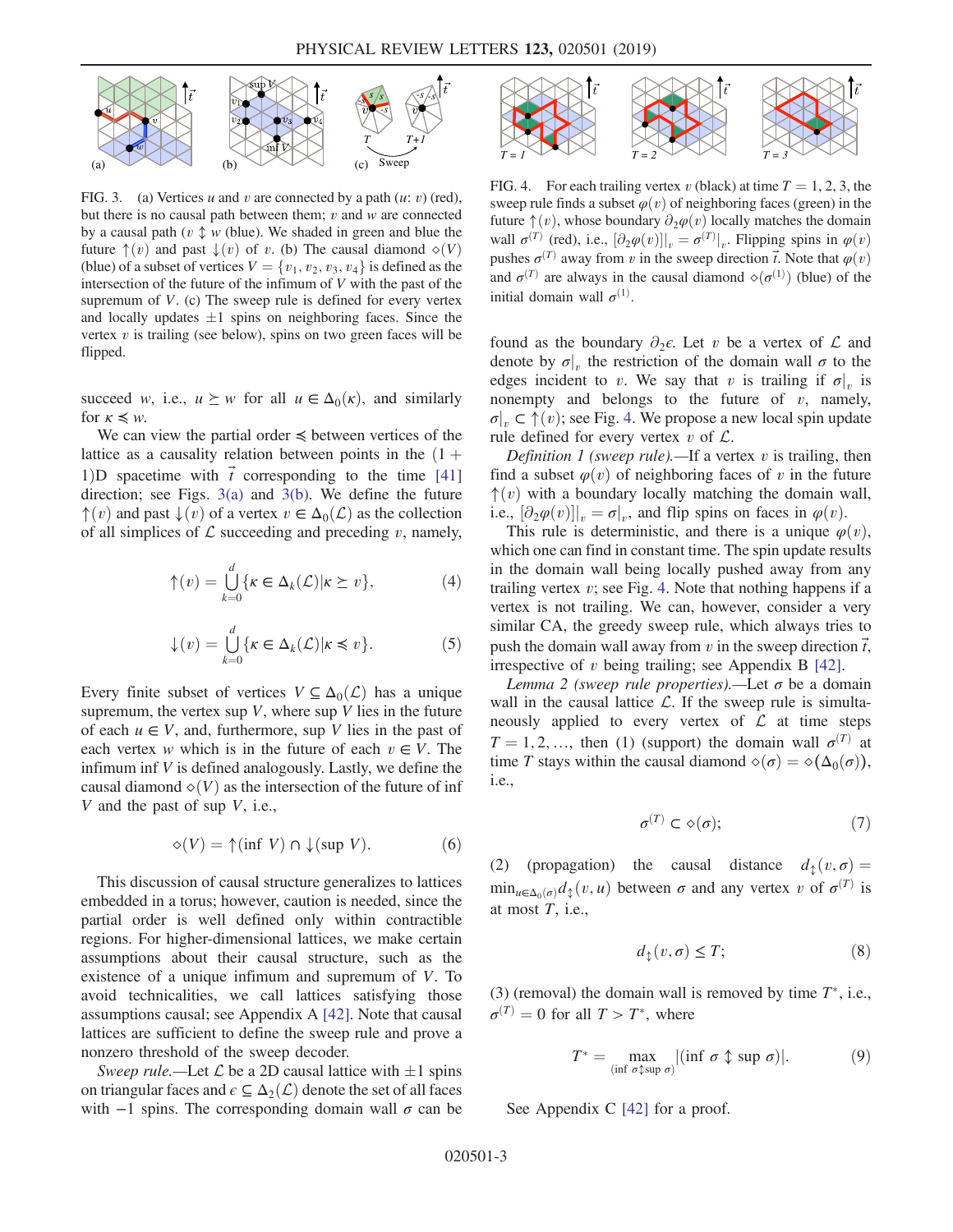FIG. 3. (a) Vertices $u$ and $v$ are connected by a path ($u$: $v$) (red), but there is no causal path between them; $v$ and $w$ are connected by a causal path ($v \updownarrow w$ (blue). We shaded in green and blue the future $\uparrow(v)$ and past $\downarrow(v)$ of $v$. (b) The causal diamond $\diamond(V)$ (blue) of a subset of vertices $V = \{v_1, v_2, v_3, v_4\}$ is defined as the intersection of the future of the infimum of $V$ with the past of the supremum of $V$. (c) The sweep rule is defined for every vertex and locally updates $\pm 1$ spins on neighboring faces. Since the vertex $v$ is trailing (see below), spins on two green faces will be flipped.

succeed $w$, i.e., $u \succeq w$ for all $u \in \Delta_0(\kappa)$, and similarly for $\kappa \preccurlyeq w$.

We can view the partial order $\preccurlyeq$ between vertices of the lattice as a causality relation between points in the $(1+1)$D spacetime with $\vec{t}$ corresponding to the time [41] direction; see Figs. 3(a) and 3(b). We define the future $\uparrow(v)$ and past $\downarrow(v)$ of a vertex $v \in \Delta_0(\mathcal{L})$ as the collection of all simplices of $\mathcal{L}$ succeeding and preceding $v$, namely,

$$\uparrow(v) = \bigcup_{k=0}^{d} \{\kappa \in \Delta_k(\mathcal{L}) | \kappa \succeq v\}, \tag{4}$$

$$\downarrow(v) = \bigcup_{k=0}^{d} \{\kappa \in \Delta_k(\mathcal{L}) | \kappa \preccurlyeq v\}. \tag{5}$$

Every finite subset of vertices $V \subseteq \Delta_0(\mathcal{L})$ has a unique supremum, the vertex $\sup V$, where $\sup V$ lies in the future of each $u \in V$, and, furthermore, $\sup V$ lies in the past of each vertex $w$ which is in the future of each $v \in V$. The infimum $\inf V$ is defined analogously. Lastly, we define the causal diamond $\diamond(V)$ as the intersection of the future of inf $V$ and the past of sup $V$, i.e.,

$$\diamond(V) = \uparrow(\inf V) \cap \downarrow(\sup V). \tag{6}$$

This discussion of causal structure generalizes to lattices embedded in a torus; however, caution is needed, since the partial order is well defined only within contractible regions. For higher-dimensional lattices, we make certain assumptions about their causal structure, such as the existence of a unique infimum and supremum of $V$. To avoid technicalities, we call lattices satisfying those assumptions causal; see Appendix A [42]. Note that causal lattices are sufficient to define the sweep rule and prove a nonzero threshold of the sweep decoder.

*Sweep rule.*—Let $\mathcal{L}$ be a 2D causal lattice with $\pm 1$ spins on triangular faces and $\epsilon \subseteq \Delta_2(\mathcal{L})$ denote the set of all faces with $-1$ spins. The corresponding domain wall $\sigma$ can be found as the boundary $\partial_2 \epsilon$. Let $v$ be a vertex of $\mathcal{L}$ and denote by $\sigma|_v$ the restriction of the domain wall $\sigma$ to the edges incident to $v$. We say that $v$ is trailing if $\sigma|_v$ is nonempty and belongs to the future of $v$, namely, $\sigma|_v \subset \uparrow(v)$; see Fig. 4. We propose a new local spin update rule defined for every vertex $v$ of $\mathcal{L}$.

FIG. 4. For each trailing vertex $v$ (black) at time $T = 1, 2, 3$, the sweep rule finds a subset $\varphi(v)$ of neighboring faces (green) in the future $\uparrow(v)$, whose boundary $\partial_2\varphi(v)$ locally matches the domain wall $\sigma^{(T)}$ (red), i.e., $[\partial_2\varphi(v)]|_v = \sigma^{(T)}|_v$. Flipping spins in $\varphi(v)$ pushes $\sigma^{(T)}$ away from $v$ in the sweep direction $\vec{t}$. Note that $\varphi(v)$ and $\sigma^{(T)}$ are always in the causal diamond $\diamond(\sigma^{(1)})$ (blue) of the initial domain wall $\sigma^{(1)}$.

*Definition 1 (sweep rule).*—If a vertex $v$ is trailing, then find a subset $\varphi(v)$ of neighboring faces of $v$ in the future $\uparrow(v)$ with a boundary locally matching the domain wall, i.e., $[\partial_2\varphi(v)]|_v = \sigma|_v$, and flip spins on faces in $\varphi(v)$.

This rule is deterministic, and there is a unique $\varphi(v)$, which one can find in constant time. The spin update results in the domain wall being locally pushed away from any trailing vertex $v$; see Fig. 4. Note that nothing happens if a vertex is not trailing. We can, however, consider a very similar CA, the greedy sweep rule, which always tries to push the domain wall away from $v$ in the sweep direction $\vec{t}$, irrespective of $v$ being trailing; see Appendix B [42].

*Lemma 2 (sweep rule properties).*—Let $\sigma$ be a domain wall in the causal lattice $\mathcal{L}$. If the sweep rule is simultaneously applied to every vertex of $\mathcal{L}$ at time steps $T = 1, 2, \ldots$, then (1) (support) the domain wall $\sigma^{(T)}$ at time $T$ stays within the causal diamond $\diamond(\sigma) = \diamond(\Delta_0(\sigma))$, i.e.,

$$\sigma^{(T)} \subset \diamond(\sigma); \tag{7}$$

(2) (propagation) the causal distance $d_{\updownarrow}(v, \sigma) = \min_{u \in \Delta_0(\sigma)} d_{\updownarrow}(v, u)$ between $\sigma$ and any vertex $v$ of $\sigma^{(T)}$ is at most $T$, i.e.,

$$d_{\updownarrow}(v, \sigma) \leq T; \tag{8}$$

(3) (removal) the domain wall is removed by time $T^*$, i.e., $\sigma^{(T)} = 0$ for all $T > T^*$, where

$$T^* = \max_{(\inf \sigma \updownarrow \sup \sigma)} |(\inf \sigma \updownarrow \sup \sigma)|. \tag{9}$$

See Appendix C [42] for a proof.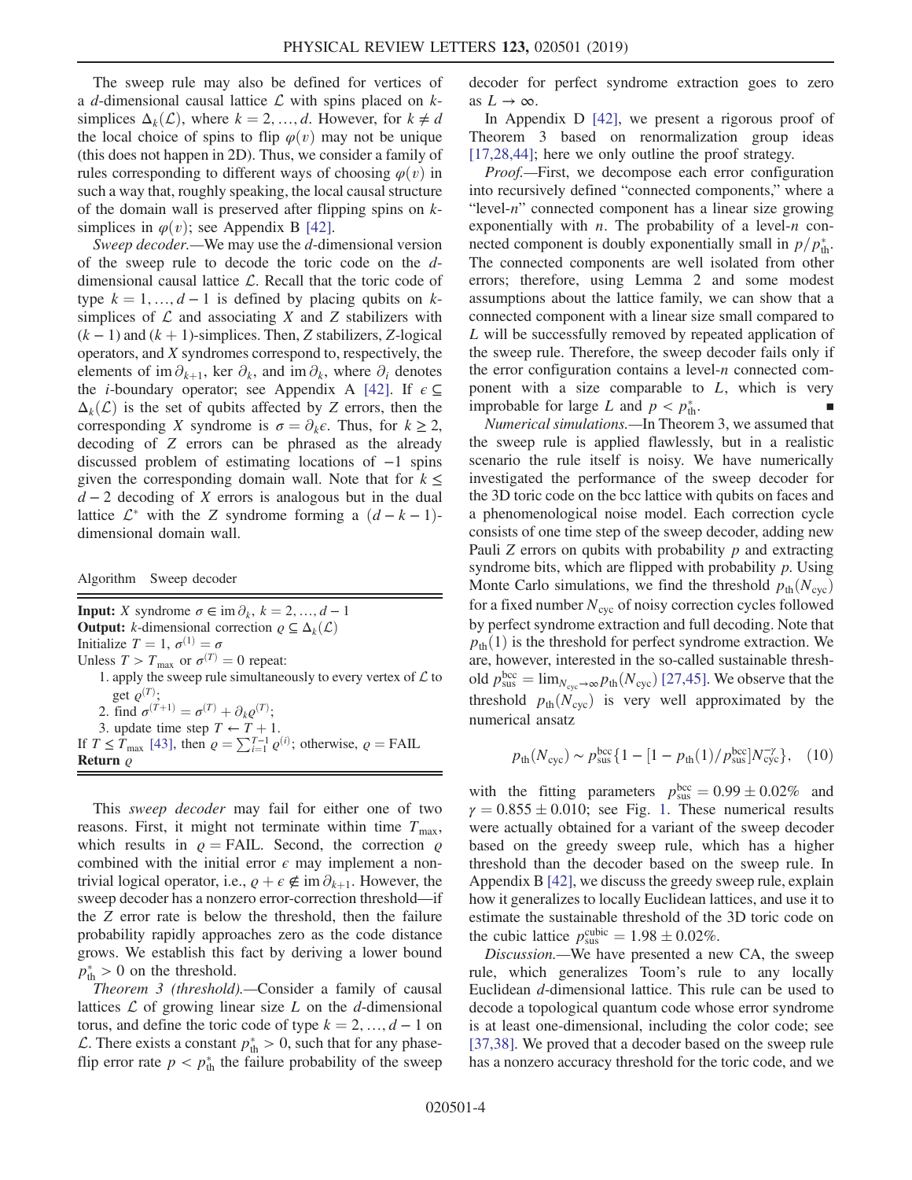The sweep rule may also be defined for vertices of a $d$-dimensional causal lattice $\mathcal{L}$ with spins placed on $k$-simplices $\Delta_k(\mathcal{L})$, where $k = 2, \ldots, d$. However, for $k \neq d$ the local choice of spins to flip $\varphi(v)$ may not be unique (this does not happen in 2D). Thus, we consider a family of rules corresponding to different ways of choosing $\varphi(v)$ in such a way that, roughly speaking, the local causal structure of the domain wall is preserved after flipping spins on $k$-simplices in $\varphi(v)$; see Appendix B [42].

*Sweep decoder.*—We may use the $d$-dimensional version of the sweep rule to decode the toric code on the $d$-dimensional causal lattice $\mathcal{L}$. Recall that the toric code of type $k = 1, \ldots, d-1$ is defined by placing qubits on $k$-simplices of $\mathcal{L}$ and associating $X$ and $Z$ stabilizers with $(k-1)$ and $(k+1)$-simplices. Then, $Z$ stabilizers, $Z$-logical operators, and $X$ syndromes correspond to, respectively, the elements of $\operatorname{im} \partial_{k+1}$, $\ker \partial_k$, and $\operatorname{im} \partial_k$, where $\partial_i$ denotes the $i$-boundary operator; see Appendix A [42]. If $\epsilon \subseteq \Delta_k(\mathcal{L})$ is the set of qubits affected by $Z$ errors, then the corresponding $X$ syndrome is $\sigma = \partial_k \epsilon$. Thus, for $k \geq 2$, decoding of $Z$ errors can be phrased as the already discussed problem of estimating locations of $-1$ spins given the corresponding domain wall. Note that for $k \leq d-2$ decoding of $X$ errors is analogous but in the dual lattice $\mathcal{L}^*$ with the $Z$ syndrome forming a $(d-k-1)$-dimensional domain wall.

Algorithm  Sweep decoder

**Input:** $X$ syndrome $\sigma \in \operatorname{im} \partial_k$, $k = 2, \ldots, d-1$
**Output:** $k$-dimensional correction $\varrho \subseteq \Delta_k(\mathcal{L})$
Initialize $T = 1$, $\sigma^{(1)} = \sigma$
Unless $T > T_{\max}$ or $\sigma^{(T)} = 0$ repeat:
1. apply the sweep rule simultaneously to every vertex of $\mathcal{L}$ to get $\varrho^{(T)}$;
2. find $\sigma^{(T+1)} = \sigma^{(T)} + \partial_k \varrho^{(T)}$;
3. update time step $T \leftarrow T + 1$.

If $T \leq T_{\max}$ [43], then $\varrho = \sum_{i=1}^{T-1} \varrho^{(i)}$; otherwise, $\varrho = \text{FAIL}$
**Return** $\varrho$

This *sweep decoder* may fail for either one of two reasons. First, it might not terminate within time $T_{\max}$, which results in $\varrho = \text{FAIL}$. Second, the correction $\varrho$ combined with the initial error $\epsilon$ may implement a nontrivial logical operator, i.e., $\varrho + \epsilon \notin \operatorname{im} \partial_{k+1}$. However, the sweep decoder has a nonzero error-correction threshold—if the $Z$ error rate is below the threshold, then the failure probability rapidly approaches zero as the code distance grows. We establish this fact by deriving a lower bound $p_{\text{th}}^* > 0$ on the threshold.

*Theorem 3 (threshold).*—Consider a family of causal lattices $\mathcal{L}$ of growing linear size $L$ on the $d$-dimensional torus, and define the toric code of type $k = 2, \ldots, d-1$ on $\mathcal{L}$. There exists a constant $p_{\text{th}}^* > 0$, such that for any phase-flip error rate $p < p_{\text{th}}^*$ the failure probability of the sweep decoder for perfect syndrome extraction goes to zero as $L \to \infty$.

In Appendix D [42], we present a rigorous proof of Theorem 3 based on renormalization group ideas [17,28,44]; here we only outline the proof strategy.

*Proof.*—First, we decompose each error configuration into recursively defined "connected components," where a "level-$n$" connected component has a linear size growing exponentially with $n$. The probability of a level-$n$ connected component is doubly exponentially small in $p/p_{\text{th}}^*$. The connected components are well isolated from other errors; therefore, using Lemma 2 and some modest assumptions about the lattice family, we can show that a connected component with a linear size small compared to $L$ will be successfully removed by repeated application of the sweep rule. Therefore, the sweep decoder fails only if the error configuration contains a level-$n$ connected component with a size comparable to $L$, which is very improbable for large $L$ and $p < p_{\text{th}}^*$. ∎

*Numerical simulations.*—In Theorem 3, we assumed that the sweep rule is applied flawlessly, but in a realistic scenario the rule itself is noisy. We have numerically investigated the performance of the sweep decoder for the 3D toric code on the bcc lattice with qubits on faces and a phenomenological noise model. Each correction cycle consists of one time step of the sweep decoder, adding new Pauli $Z$ errors on qubits with probability $p$ and extracting syndrome bits, which are flipped with probability $p$. Using Monte Carlo simulations, we find the threshold $p_{\text{th}}(N_{\text{cyc}})$ for a fixed number $N_{\text{cyc}}$ of noisy correction cycles followed by perfect syndrome extraction and full decoding. Note that $p_{\text{th}}(1)$ is the threshold for perfect syndrome extraction. We are, however, interested in the so-called sustainable threshold $p_{\text{sus}}^{\text{bcc}} = \lim_{N_{\text{cyc}} \to \infty} p_{\text{th}}(N_{\text{cyc}})$ [27,45]. We observe that the threshold $p_{\text{th}}(N_{\text{cyc}})$ is very well approximated by the numerical ansatz

$$p_{\text{th}}(N_{\text{cyc}}) \sim p_{\text{sus}}^{\text{bcc}} \{1 - [1 - p_{\text{th}}(1)/p_{\text{sus}}^{\text{bcc}}] N_{\text{cyc}}^{-\gamma}\}, \quad (10)$$

with the fitting parameters $p_{\text{sus}}^{\text{bcc}} = 0.99 \pm 0.02\%$ and $\gamma = 0.855 \pm 0.010$; see Fig. 1. These numerical results were actually obtained for a variant of the sweep decoder based on the greedy sweep rule, which has a higher threshold than the decoder based on the sweep rule. In Appendix B [42], we discuss the greedy sweep rule, explain how it generalizes to locally Euclidean lattices, and use it to estimate the sustainable threshold of the 3D toric code on the cubic lattice $p_{\text{sus}}^{\text{cubic}} = 1.98 \pm 0.02\%$.

*Discussion.*—We have presented a new CA, the sweep rule, which generalizes Toom's rule to any locally Euclidean $d$-dimensional lattice. This rule can be used to decode a topological quantum code whose error syndrome is at least one-dimensional, including the color code; see [37,38]. We proved that a decoder based on the sweep rule has a nonzero accuracy threshold for the toric code, and we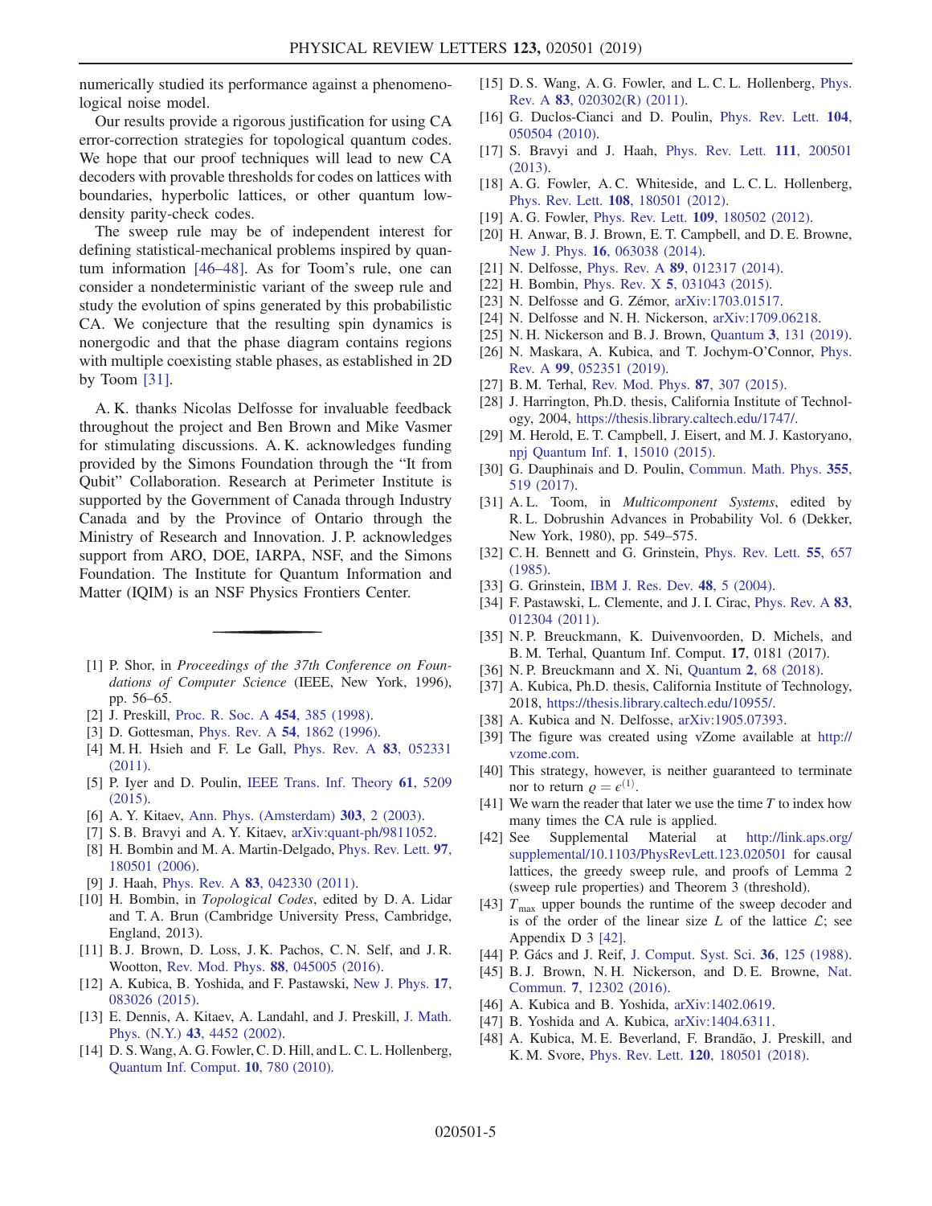numerically studied its performance against a phenomenological noise model.

Our results provide a rigorous justification for using CA error-correction strategies for topological quantum codes. We hope that our proof techniques will lead to new CA decoders with provable thresholds for codes on lattices with boundaries, hyperbolic lattices, or other quantum low-density parity-check codes.

The sweep rule may be of independent interest for defining statistical-mechanical problems inspired by quantum information [46–48]. As for Toom's rule, one can consider a nondeterministic variant of the sweep rule and study the evolution of spins generated by this probabilistic CA. We conjecture that the resulting spin dynamics is nonergodic and that the phase diagram contains regions with multiple coexisting stable phases, as established in 2D by Toom [31].

A. K. thanks Nicolas Delfosse for invaluable feedback throughout the project and Ben Brown and Mike Vasmer for stimulating discussions. A. K. acknowledges funding provided by the Simons Foundation through the "It from Qubit" Collaboration. Research at Perimeter Institute is supported by the Government of Canada through Industry Canada and by the Province of Ontario through the Ministry of Research and Innovation. J. P. acknowledges support from ARO, DOE, IARPA, NSF, and the Simons Foundation. The Institute for Quantum Information and Matter (IQIM) is an NSF Physics Frontiers Center.

---

[1] P. Shor, in *Proceedings of the 37th Conference on Foundations of Computer Science* (IEEE, New York, 1996), pp. 56–65.
[2] J. Preskill, Proc. R. Soc. A **454**, 385 (1998).
[3] D. Gottesman, Phys. Rev. A **54**, 1862 (1996).
[4] M. H. Hsieh and F. Le Gall, Phys. Rev. A **83**, 052331 (2011).
[5] P. Iyer and D. Poulin, IEEE Trans. Inf. Theory **61**, 5209 (2015).
[6] A. Y. Kitaev, Ann. Phys. (Amsterdam) **303**, 2 (2003).
[7] S. B. Bravyi and A. Y. Kitaev, arXiv:quant-ph/9811052.
[8] H. Bombin and M. A. Martin-Delgado, Phys. Rev. Lett. **97**, 180501 (2006).
[9] J. Haah, Phys. Rev. A **83**, 042330 (2011).
[10] H. Bombin, in *Topological Codes*, edited by D. A. Lidar and T. A. Brun (Cambridge University Press, Cambridge, England, 2013).
[11] B. J. Brown, D. Loss, J. K. Pachos, C. N. Self, and J. R. Wootton, Rev. Mod. Phys. **88**, 045005 (2016).
[12] A. Kubica, B. Yoshida, and F. Pastawski, New J. Phys. **17**, 083026 (2015).
[13] E. Dennis, A. Kitaev, A. Landahl, and J. Preskill, J. Math. Phys. (N.Y.) **43**, 4452 (2002).
[14] D. S. Wang, A. G. Fowler, C. D. Hill, and L. C. L. Hollenberg, Quantum Inf. Comput. **10**, 780 (2010).
[15] D. S. Wang, A. G. Fowler, and L. C. L. Hollenberg, Phys. Rev. A **83**, 020302(R) (2011).
[16] G. Duclos-Cianci and D. Poulin, Phys. Rev. Lett. **104**, 050504 (2010).
[17] S. Bravyi and J. Haah, Phys. Rev. Lett. **111**, 200501 (2013).
[18] A. G. Fowler, A. C. Whiteside, and L. C. L. Hollenberg, Phys. Rev. Lett. **108**, 180501 (2012).
[19] A. G. Fowler, Phys. Rev. Lett. **109**, 180502 (2012).
[20] H. Anwar, B. J. Brown, E. T. Campbell, and D. E. Browne, New J. Phys. **16**, 063038 (2014).
[21] N. Delfosse, Phys. Rev. A **89**, 012317 (2014).
[22] H. Bombin, Phys. Rev. X **5**, 031043 (2015).
[23] N. Delfosse and G. Zémor, arXiv:1703.01517.
[24] N. Delfosse and N. H. Nickerson, arXiv:1709.06218.
[25] N. H. Nickerson and B. J. Brown, Quantum **3**, 131 (2019).
[26] N. Maskara, A. Kubica, and T. Jochym-O'Connor, Phys. Rev. A **99**, 052351 (2019).
[27] B. M. Terhal, Rev. Mod. Phys. **87**, 307 (2015).
[28] J. Harrington, Ph.D. thesis, California Institute of Technology, 2004, https://thesis.library.caltech.edu/1747/.
[29] M. Herold, E. T. Campbell, J. Eisert, and M. J. Kastoryano, npj Quantum Inf. **1**, 15010 (2015).
[30] G. Dauphinais and D. Poulin, Commun. Math. Phys. **355**, 519 (2017).
[31] A. L. Toom, in *Multicomponent Systems*, edited by R. L. Dobrushin Advances in Probability Vol. 6 (Dekker, New York, 1980), pp. 549–575.
[32] C. H. Bennett and G. Grinstein, Phys. Rev. Lett. **55**, 657 (1985).
[33] G. Grinstein, IBM J. Res. Dev. **48**, 5 (2004).
[34] F. Pastawski, L. Clemente, and J. I. Cirac, Phys. Rev. A **83**, 012304 (2011).
[35] N. P. Breuckmann, K. Duivenvoorden, D. Michels, and B. M. Terhal, Quantum Inf. Comput. **17**, 0181 (2017).
[36] N. P. Breuckmann and X. Ni, Quantum **2**, 68 (2018).
[37] A. Kubica, Ph.D. thesis, California Institute of Technology, 2018, https://thesis.library.caltech.edu/10955/.
[38] A. Kubica and N. Delfosse, arXiv:1905.07393.
[39] The figure was created using vZome available at http://vzome.com.
[40] This strategy, however, is neither guaranteed to terminate nor to return $\varrho = \epsilon^{(1)}$.
[41] We warn the reader that later we use the time $T$ to index how many times the CA rule is applied.
[42] See Supplemental Material at http://link.aps.org/supplemental/10.1103/PhysRevLett.123.020501 for causal lattices, the greedy sweep rule, and proofs of Lemma 2 (sweep rule properties) and Theorem 3 (threshold).
[43] $T_{\max}$ upper bounds the runtime of the sweep decoder and is of the order of the linear size $L$ of the lattice $\mathcal{L}$; see Appendix D 3 [42].
[44] P. Gács and J. Reif, J. Comput. Syst. Sci. **36**, 125 (1988).
[45] B. J. Brown, N. H. Nickerson, and D. E. Browne, Nat. Commun. **7**, 12302 (2016).
[46] A. Kubica and B. Yoshida, arXiv:1402.0619.
[47] B. Yoshida and A. Kubica, arXiv:1404.6311.
[48] A. Kubica, M. E. Beverland, F. Brandão, J. Preskill, and K. M. Svore, Phys. Rev. Lett. **120**, 180501 (2018).